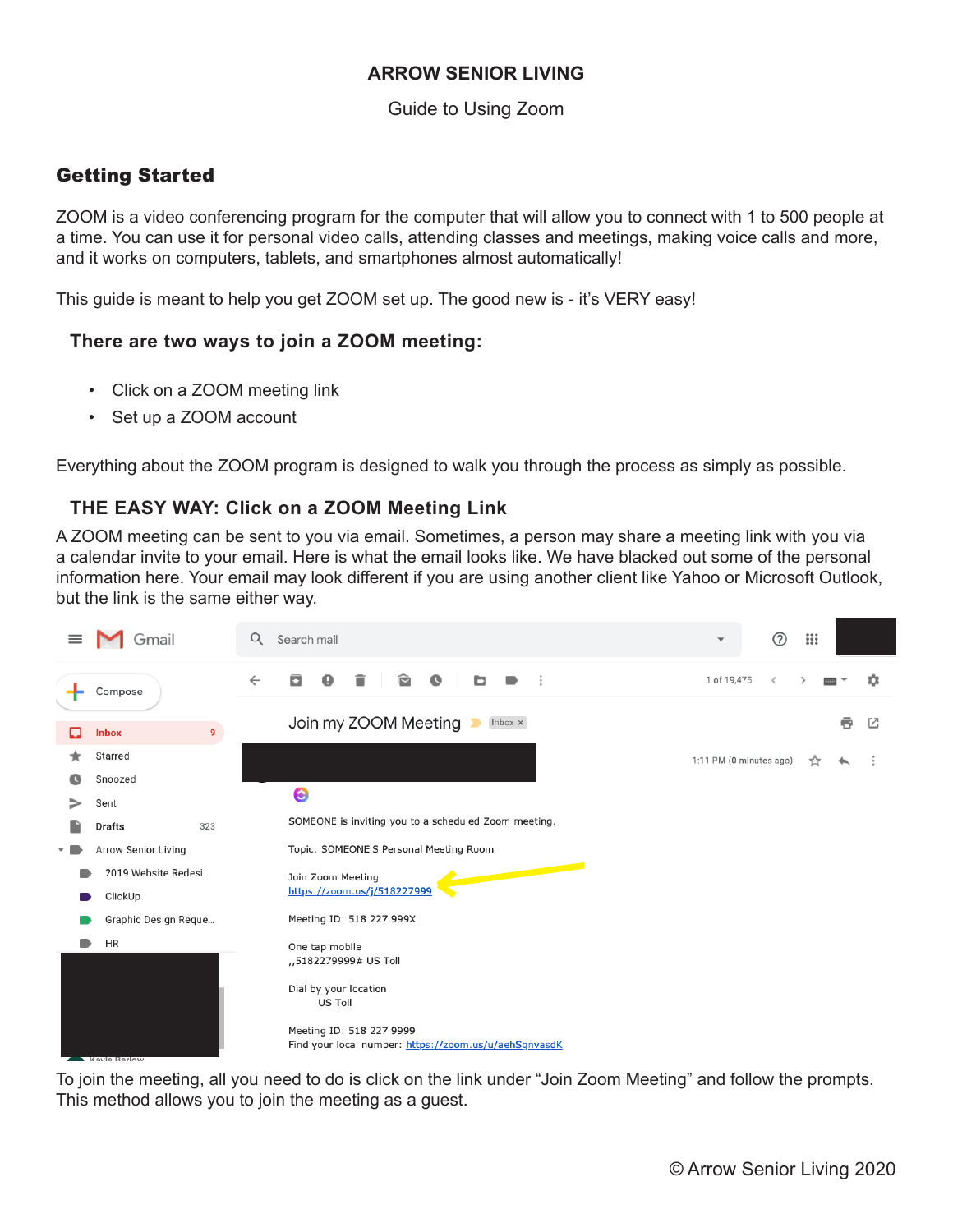**ARROW SENIOR LIVING**

Guide to Using Zoom

## Getting Started

ZOOM is a video conferencing program for the computer that will allow you to connect with 1 to 500 people at a time. You can use it for personal video calls, attending classes and meetings, making voice calls and more, and it works on computers, tablets, and smartphones almost automatically!

This guide is meant to help you get ZOOM set up. The good new is - it's VERY easy!

### There are two ways to join a ZOOM meeting:

- Click on a ZOOM meeting link
- Set up a ZOOM account

Everything about the ZOOM program is designed to walk you through the process as simply as possible.

### THE EASY WAY: Click on a ZOOM Meeting Link

A ZOOM meeting can be sent to you via email. Sometimes, a person may share a meeting link with you via a calendar invite to your email. Here is what the email looks like. We have blacked out some of the personal information here. Your email may look different if you are using another client like Yahoo or Microsoft Outlook, but the link is the same either way.

To join the meeting, all you need to do is click on the link under "Join Zoom Meeting" and follow the prompts. This method allows you to join the meeting as a guest.

© Arrow Senior Living 2020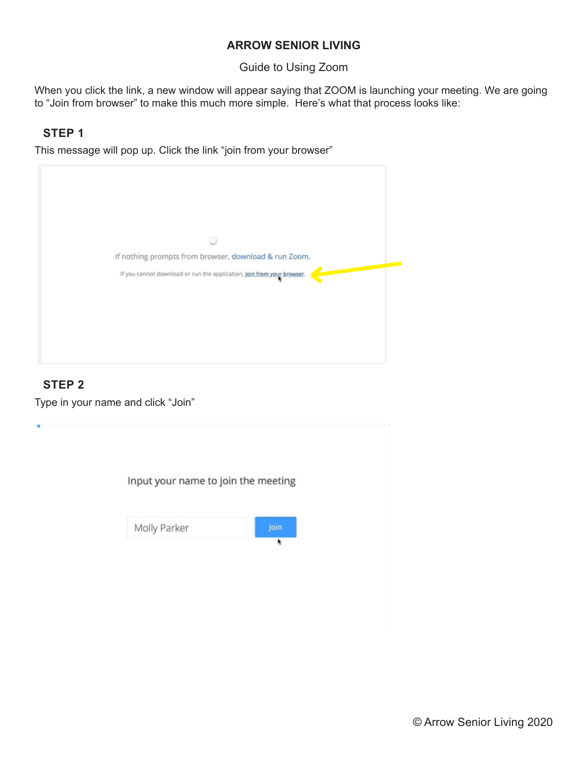**ARROW SENIOR LIVING**

Guide to Using Zoom

When you click the link, a new window will appear saying that ZOOM is launching your meeting. We are going to “Join from browser” to make this much more simple. Here’s what that process looks like:

## STEP 1

This message will pop up. Click the link “join from your browser”

## STEP 2

Type in your name and click “Join”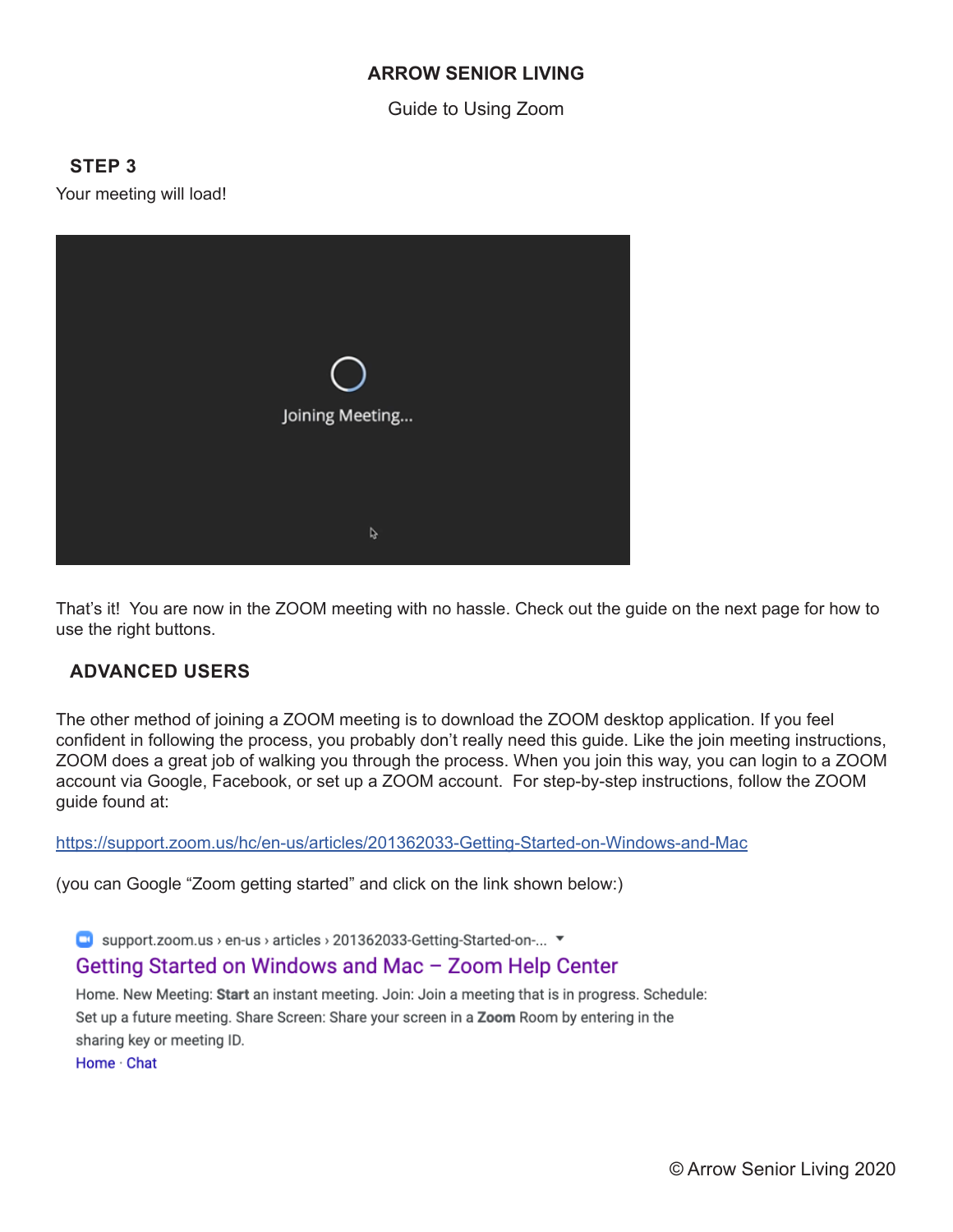**ARROW SENIOR LIVING**

Guide to Using Zoom

## STEP 3

Your meeting will load!

Joining Meeting...

That's it!  You are now in the ZOOM meeting with no hassle. Check out the guide on the next page for how to use the right buttons.

## ADVANCED USERS

The other method of joining a ZOOM meeting is to download the ZOOM desktop application. If you feel confident in following the process, you probably don't really need this guide. Like the join meeting instructions, ZOOM does a great job of walking you through the process. When you join this way, you can login to a ZOOM account via Google, Facebook, or set up a ZOOM account.  For step-by-step instructions, follow the ZOOM guide found at:

https://support.zoom.us/hc/en-us/articles/201362033-Getting-Started-on-Windows-and-Mac

(you can Google "Zoom getting started" and click on the link shown below:)

support.zoom.us › en-us › articles › 201362033-Getting-Started-on-...

Getting Started on Windows and Mac – Zoom Help Center

Home. New Meeting: **Start** an instant meeting. Join: Join a meeting that is in progress. Schedule: Set up a future meeting. Share Screen: Share your screen in a **Zoom** Room by entering in the sharing key or meeting ID.

Home · Chat

© Arrow Senior Living 2020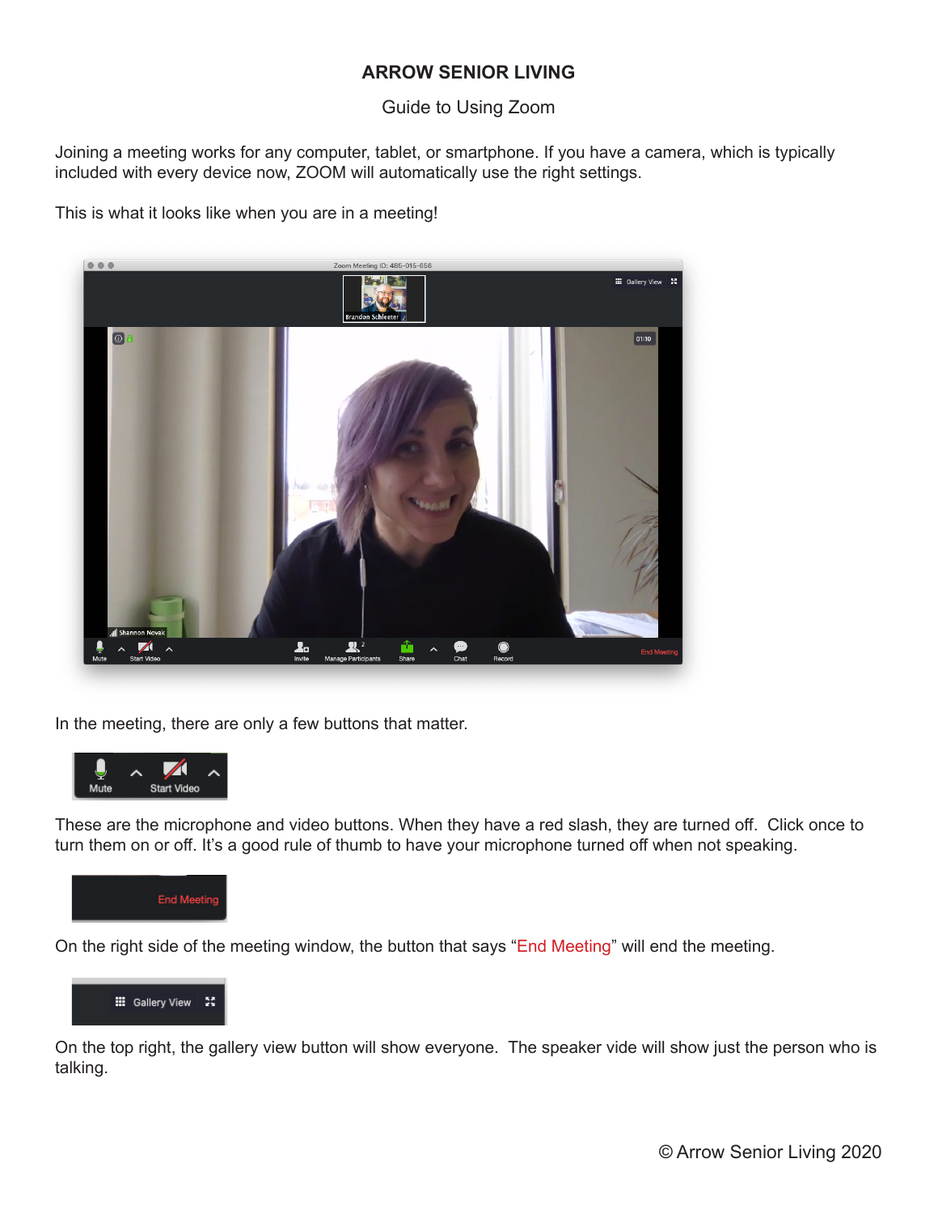**ARROW SENIOR LIVING**

Guide to Using Zoom

Joining a meeting works for any computer, tablet, or smartphone. If you have a camera, which is typically included with every device now, ZOOM will automatically use the right settings.

This is what it looks like when you are in a meeting!

In the meeting, there are only a few buttons that matter.

These are the microphone and video buttons. When they have a red slash, they are turned off. Click once to turn them on or off. It's a good rule of thumb to have your microphone turned off when not speaking.

On the right side of the meeting window, the button that says "End Meeting" will end the meeting.

On the top right, the gallery view button will show everyone. The speaker vide will show just the person who is talking.

© Arrow Senior Living 2020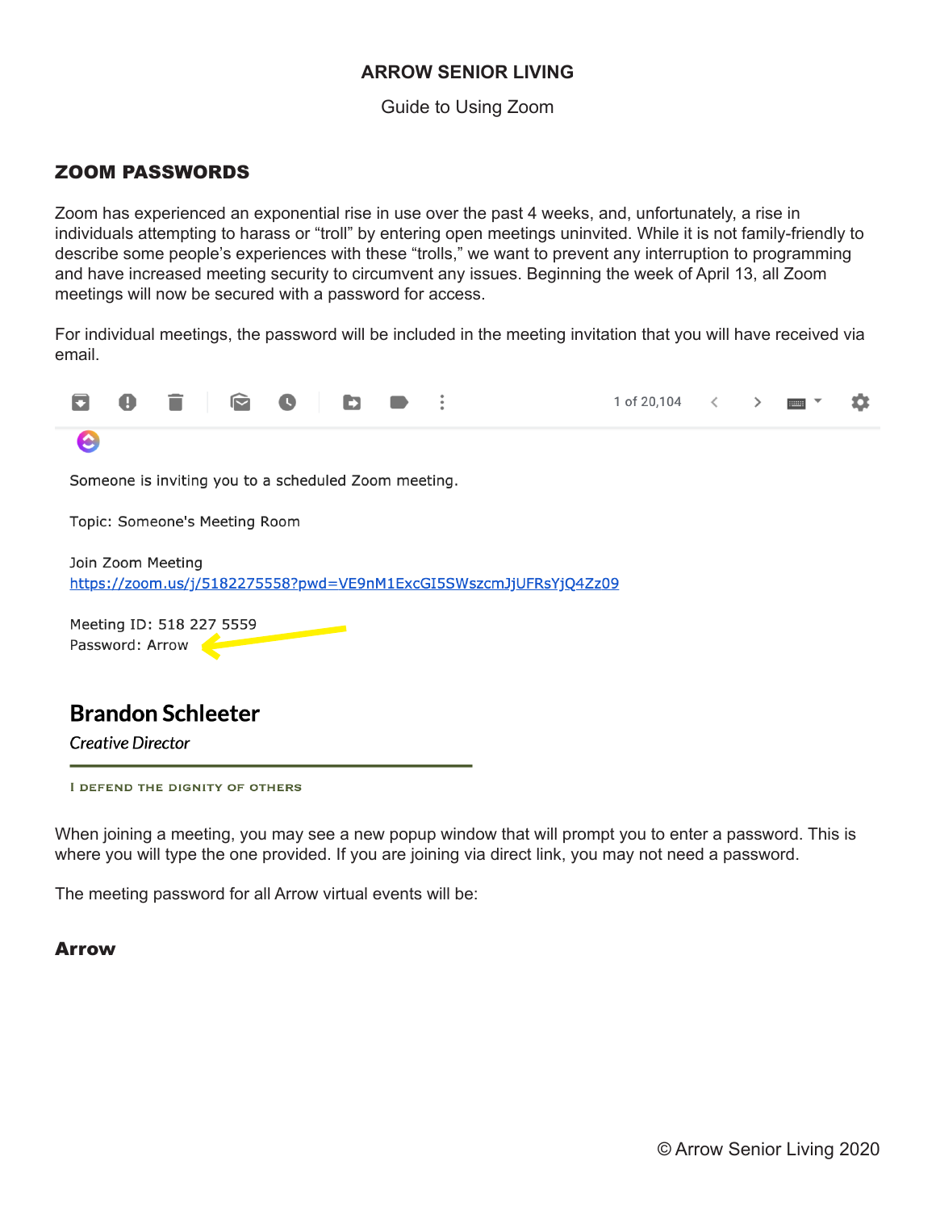**ARROW SENIOR LIVING**

Guide to Using Zoom

## ZOOM PASSWORDS

Zoom has experienced an exponential rise in use over the past 4 weeks, and, unfortunately, a rise in individuals attempting to harass or "troll" by entering open meetings uninvited. While it is not family-friendly to describe some people's experiences with these "trolls," we want to prevent any interruption to programming and have increased meeting security to circumvent any issues. Beginning the week of April 13, all Zoom meetings will now be secured with a password for access.

For individual meetings, the password will be included in the meeting invitation that you will have received via email.

1 of 20,104

Someone is inviting you to a scheduled Zoom meeting.

Topic: Someone's Meeting Room

Join Zoom Meeting
https://zoom.us/j/5182275558?pwd=VE9nM1ExcGI5SWszcmJjUFRsYjQ4Zz09

Meeting ID: 518 227 5559
Password: Arrow

**Brandon Schleeter**
*Creative Director*

I DEFEND THE DIGNITY OF OTHERS

When joining a meeting, you may see a new popup window that will prompt you to enter a password. This is where you will type the one provided. If you are joining via direct link, you may not need a password.

The meeting password for all Arrow virtual events will be:

**Arrow**

© Arrow Senior Living 2020